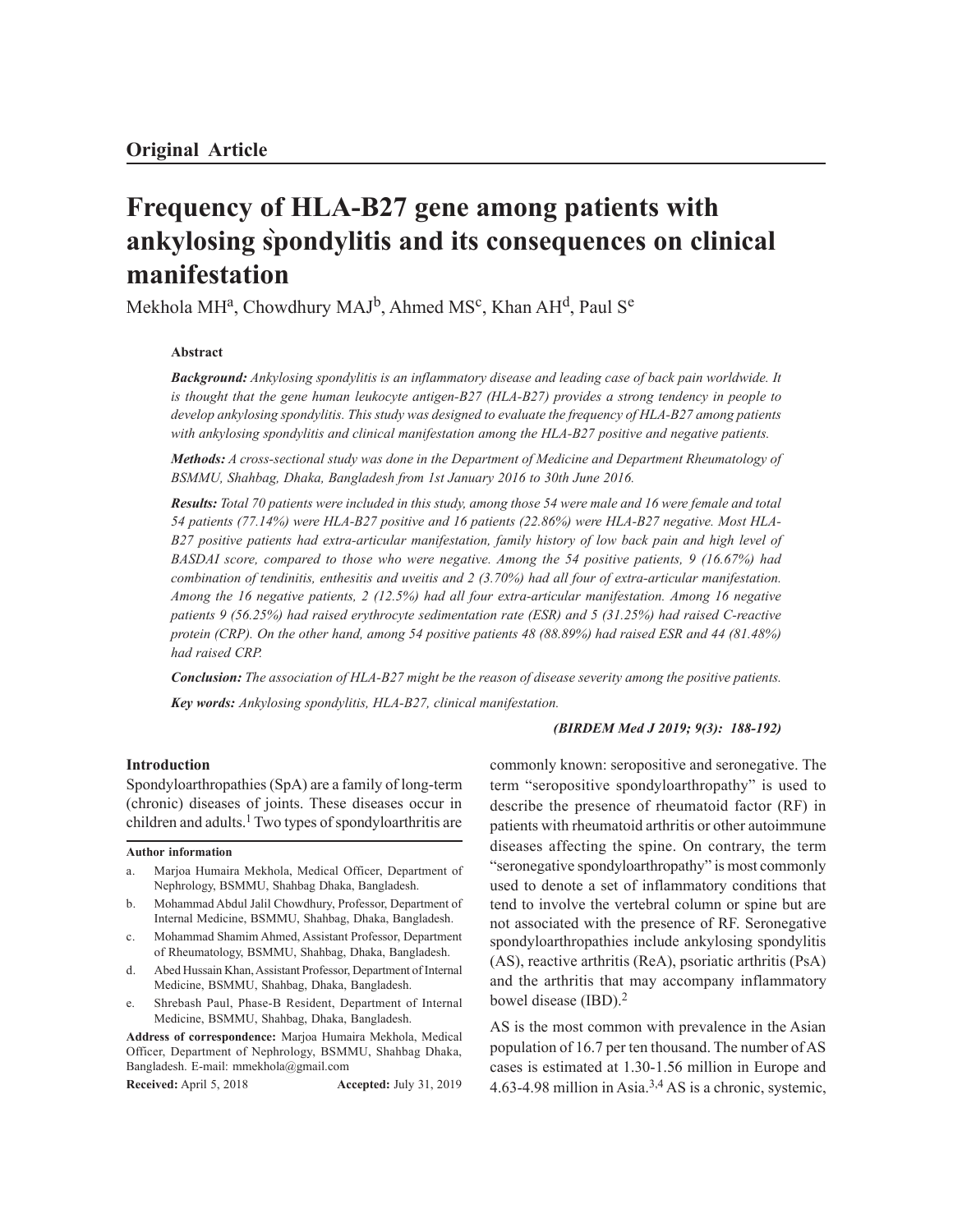**Original Article**

# Frequency of HLA-B27 gene among patients with ankylosing s̀pondylitis and its consequences on clinical manifestation

Mekhola MH[a], Chowdhury MAJ[b], Ahmed MS[c], Khan AH[d], Paul S[e]

### Abstract

***Background:*** *Ankylosing spondylitis is an inflammatory disease and leading case of back pain worldwide. It is thought that the gene human leukocyte antigen-B27 (HLA-B27) provides a strong tendency in people to develop ankylosing spondylitis. This study was designed to evaluate the frequency of HLA-B27 among patients with ankylosing spondylitis and clinical manifestation among the HLA-B27 positive and negative patients.*

***Methods:*** *A cross-sectional study was done in the Department of Medicine and Department Rheumatology of BSMMU, Shahbag, Dhaka, Bangladesh from 1st January 2016 to 30th June 2016.*

***Results:*** *Total 70 patients were included in this study, among those 54 were male and 16 were female and total 54 patients (77.14%) were HLA-B27 positive and 16 patients (22.86%) were HLA-B27 negative. Most HLA-B27 positive patients had extra-articular manifestation, family history of low back pain and high level of BASDAI score, compared to those who were negative. Among the 54 positive patients, 9 (16.67%) had combination of tendinitis, enthesitis and uveitis and 2 (3.70%) had all four of extra-articular manifestation. Among the 16 negative patients, 2 (12.5%) had all four extra-articular manifestation. Among 16 negative patients 9 (56.25%) had raised erythrocyte sedimentation rate (ESR) and 5 (31.25%) had raised C-reactive protein (CRP). On the other hand, among 54 positive patients 48 (88.89%) had raised ESR and 44 (81.48%) had raised CRP.*

***Conclusion:*** *The association of HLA-B27 might be the reason of disease severity among the positive patients.*

***Key words:*** *Ankylosing spondylitis, HLA-B27, clinical manifestation.*

## Introduction

Spondyloarthropathies (SpA) are a family of long-term (chronic) diseases of joints. These diseases occur in children and adults.[1] Two types of spondyloarthritis are commonly known: seropositive and seronegative. The term "seropositive spondyloarthropathy" is used to describe the presence of rheumatoid factor (RF) in patients with rheumatoid arthritis or other autoimmune diseases affecting the spine. On contrary, the term "seronegative spondyloarthropathy" is most commonly used to denote a set of inflammatory conditions that tend to involve the vertebral column or spine but are not associated with the presence of RF. Seronegative spondyloarthropathies include ankylosing spondylitis (AS), reactive arthritis (ReA), psoriatic arthritis (PsA) and the arthritis that may accompany inflammatory bowel disease (IBD).[2]

AS is the most common with prevalence in the Asian population of 16.7 per ten thousand. The number of AS cases is estimated at 1.30-1.56 million in Europe and 4.63-4.98 million in Asia.[3,4] AS is a chronic, systemic,

**Author information**

a. Marjoa Humaira Mekhola, Medical Officer, Department of Nephrology, BSMMU, Shahbag Dhaka, Bangladesh.
b. Mohammad Abdul Jalil Chowdhury, Professor, Department of Internal Medicine, BSMMU, Shahbag, Dhaka, Bangladesh.
c. Mohammad Shamim Ahmed, Assistant Professor, Department of Rheumatology, BSMMU, Shahbag, Dhaka, Bangladesh.
d. Abed Hussain Khan, Assistant Professor, Department of Internal Medicine, BSMMU, Shahbag, Dhaka, Bangladesh.
e. Shrebash Paul, Phase-B Resident, Department of Internal Medicine, BSMMU, Shahbag, Dhaka, Bangladesh.

**Address of correspondence:** Marjoa Humaira Mekhola, Medical Officer, Department of Nephrology, BSMMU, Shahbag Dhaka, Bangladesh. E-mail: mmekhola@gmail.com

**Received:** April 5, 2018 **Accepted:** July 31, 2019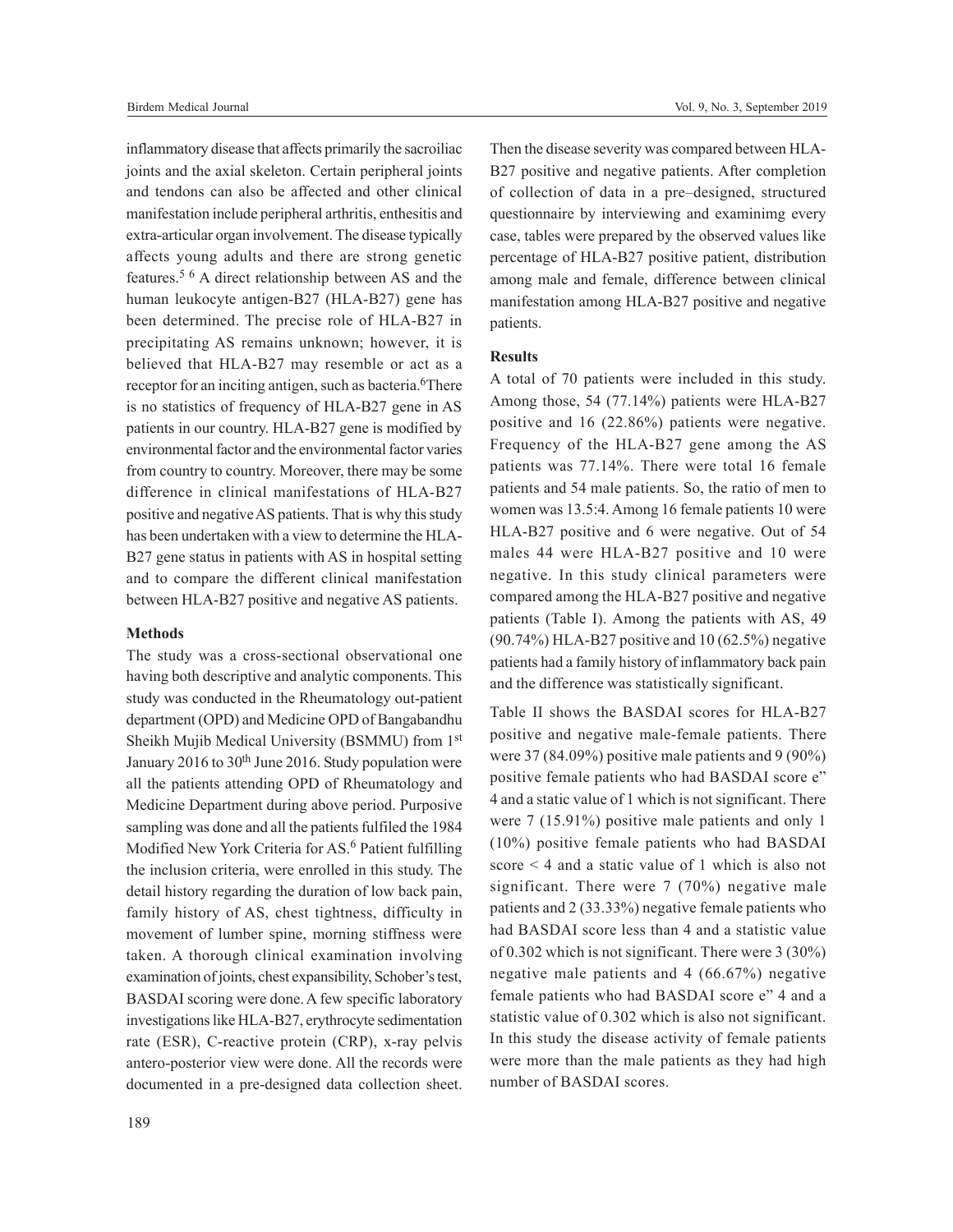inflammatory disease that affects primarily the sacroiliac joints and the axial skeleton. Certain peripheral joints and tendons can also be affected and other clinical manifestation include peripheral arthritis, enthesitis and extra-articular organ involvement. The disease typically affects young adults and there are strong genetic features.[5 6] A direct relationship between AS and the human leukocyte antigen-B27 (HLA-B27) gene has been determined. The precise role of HLA-B27 in precipitating AS remains unknown; however, it is believed that HLA-B27 may resemble or act as a receptor for an inciting antigen, such as bacteria.[6]There is no statistics of frequency of HLA-B27 gene in AS patients in our country. HLA-B27 gene is modified by environmental factor and the environmental factor varies from country to country. Moreover, there may be some difference in clinical manifestations of HLA-B27 positive and negative AS patients. That is why this study has been undertaken with a view to determine the HLA-B27 gene status in patients with AS in hospital setting and to compare the different clinical manifestation between HLA-B27 positive and negative AS patients.

**Methods**

The study was a cross-sectional observational one having both descriptive and analytic components. This study was conducted in the Rheumatology out-patient department (OPD) and Medicine OPD of Bangabandhu Sheikh Mujib Medical University (BSMMU) from 1st January 2016 to 30th June 2016. Study population were all the patients attending OPD of Rheumatology and Medicine Department during above period. Purposive sampling was done and all the patients fulfiled the 1984 Modified New York Criteria for AS.[6] Patient fulfilling the inclusion criteria, were enrolled in this study. The detail history regarding the duration of low back pain, family history of AS, chest tightness, difficulty in movement of lumber spine, morning stiffness were taken. A thorough clinical examination involving examination of joints, chest expansibility, Schober's test, BASDAI scoring were done. A few specific laboratory investigations like HLA-B27, erythrocyte sedimentation rate (ESR), C-reactive protein (CRP), x-ray pelvis antero-posterior view were done. All the records were documented in a pre-designed data collection sheet. Then the disease severity was compared between HLA-B27 positive and negative patients. After completion of collection of data in a pre–designed, structured questionnaire by interviewing and examinimg every case, tables were prepared by the observed values like percentage of HLA-B27 positive patient, distribution among male and female, difference between clinical manifestation among HLA-B27 positive and negative patients.

**Results**

A total of 70 patients were included in this study. Among those, 54 (77.14%) patients were HLA-B27 positive and 16 (22.86%) patients were negative. Frequency of the HLA-B27 gene among the AS patients was 77.14%. There were total 16 female patients and 54 male patients. So, the ratio of men to women was 13.5:4. Among 16 female patients 10 were HLA-B27 positive and 6 were negative. Out of 54 males 44 were HLA-B27 positive and 10 were negative. In this study clinical parameters were compared among the HLA-B27 positive and negative patients (Table I). Among the patients with AS, 49 (90.74%) HLA-B27 positive and 10 (62.5%) negative patients had a family history of inflammatory back pain and the difference was statistically significant.

Table II shows the BASDAI scores for HLA-B27 positive and negative male-female patients. There were 37 (84.09%) positive male patients and 9 (90%) positive female patients who had BASDAI score e" 4 and a static value of 1 which is not significant. There were 7 (15.91%) positive male patients and only 1 (10%) positive female patients who had BASDAI score < 4 and a static value of 1 which is also not significant. There were 7 (70%) negative male patients and 2 (33.33%) negative female patients who had BASDAI score less than 4 and a statistic value of 0.302 which is not significant. There were 3 (30%) negative male patients and 4 (66.67%) negative female patients who had BASDAI score e" 4 and a statistic value of 0.302 which is also not significant. In this study the disease activity of female patients were more than the male patients as they had high number of BASDAI scores.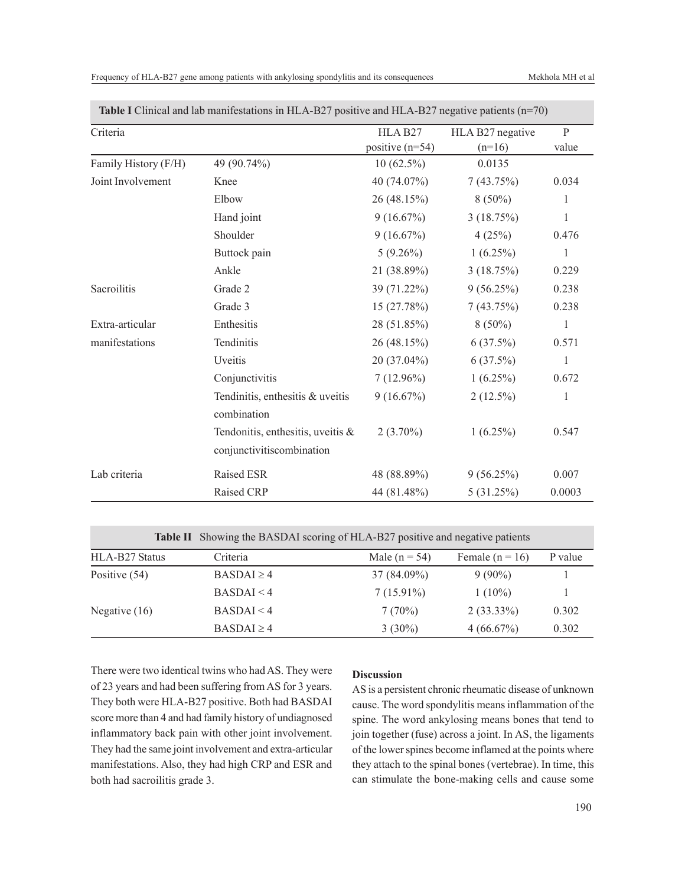**Table I** Clinical and lab manifestations in HLA-B27 positive and HLA-B27 negative patients (n=70)

| Criteria | | HLA B27 positive (n=54) | HLA B27 negative (n=16) | P value |
|---|---|---|---|---|
| Family History (F/H) | 49 (90.74%) | 10 (62.5%) | 0.0135 | |
| Joint Involvement | Knee | 40 (74.07%) | 7 (43.75%) | 0.034 |
| | Elbow | 26 (48.15%) | 8 (50%) | 1 |
| | Hand joint | 9 (16.67%) | 3 (18.75%) | 1 |
| | Shoulder | 9 (16.67%) | 4 (25%) | 0.476 |
| | Buttock pain | 5 (9.26%) | 1 (6.25%) | 1 |
| | Ankle | 21 (38.89%) | 3 (18.75%) | 0.229 |
| Sacroilitis | Grade 2 | 39 (71.22%) | 9 (56.25%) | 0.238 |
| | Grade 3 | 15 (27.78%) | 7 (43.75%) | 0.238 |
| Extra-articular manifestations | Enthesitis | 28 (51.85%) | 8 (50%) | 1 |
| | Tendinitis | 26 (48.15%) | 6 (37.5%) | 0.571 |
| | Uveitis | 20 (37.04%) | 6 (37.5%) | 1 |
| | Conjunctivitis | 7 (12.96%) | 1 (6.25%) | 0.672 |
| | Tendinitis, enthesitis & uveitis combination | 9 (16.67%) | 2 (12.5%) | 1 |
| | Tendonitis, enthesitis, uveitis & conjunctivitiscombination | 2 (3.70%) | 1 (6.25%) | 0.547 |
| Lab criteria | Raised ESR | 48 (88.89%) | 9 (56.25%) | 0.007 |
| | Raised CRP | 44 (81.48%) | 5 (31.25%) | 0.0003 |

**Table II** Showing the BASDAI scoring of HLA-B27 positive and negative patients

| HLA-B27 Status | Criteria | Male (n = 54) | Female (n = 16) | P value |
|---|---|---|---|---|
| Positive (54) | BASDAI ≥ 4 | 37 (84.09%) | 9 (90%) | 1 |
| | BASDAI < 4 | 7 (15.91%) | 1 (10%) | 1 |
| Negative (16) | BASDAI < 4 | 7 (70%) | 2 (33.33%) | 0.302 |
| | BASDAI ≥ 4 | 3 (30%) | 4 (66.67%) | 0.302 |

There were two identical twins who had AS. They were of 23 years and had been suffering from AS for 3 years. They both were HLA-B27 positive. Both had BASDAI score more than 4 and had family history of undiagnosed inflammatory back pain with other joint involvement. They had the same joint involvement and extra-articular manifestations. Also, they had high CRP and ESR and both had sacroilitis grade 3.

## Discussion

AS is a persistent chronic rheumatic disease of unknown cause. The word spondylitis means inflammation of the spine. The word ankylosing means bones that tend to join together (fuse) across a joint. In AS, the ligaments of the lower spines become inflamed at the points where they attach to the spinal bones (vertebrae). In time, this can stimulate the bone-making cells and cause some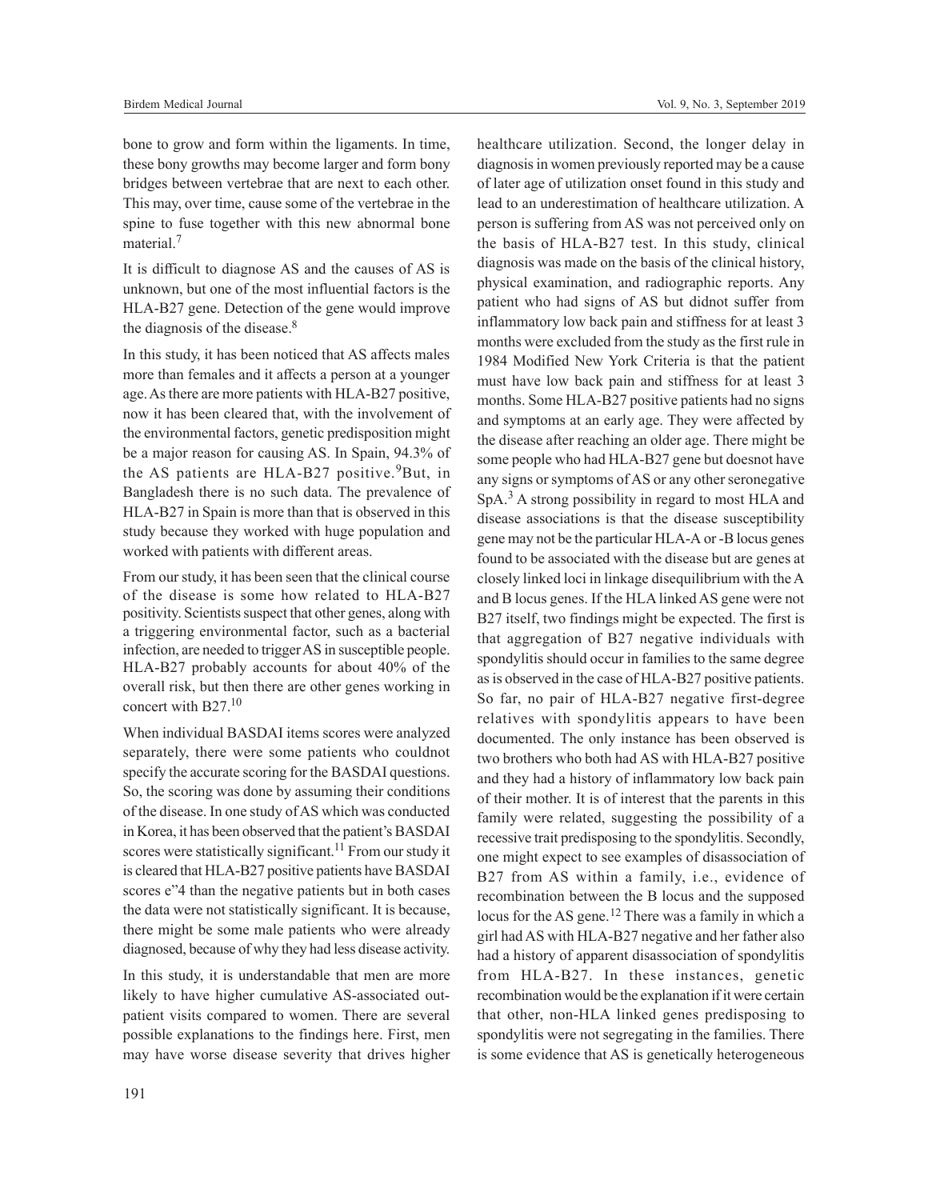bone to grow and form within the ligaments. In time, these bony growths may become larger and form bony bridges between vertebrae that are next to each other. This may, over time, cause some of the vertebrae in the spine to fuse together with this new abnormal bone material.[7]

It is difficult to diagnose AS and the causes of AS is unknown, but one of the most influential factors is the HLA-B27 gene. Detection of the gene would improve the diagnosis of the disease.[8]

In this study, it has been noticed that AS affects males more than females and it affects a person at a younger age. As there are more patients with HLA-B27 positive, now it has been cleared that, with the involvement of the environmental factors, genetic predisposition might be a major reason for causing AS. In Spain, 94.3% of the AS patients are HLA-B27 positive.[9]But, in Bangladesh there is no such data. The prevalence of HLA-B27 in Spain is more than that is observed in this study because they worked with huge population and worked with patients with different areas.

From our study, it has been seen that the clinical course of the disease is some how related to HLA-B27 positivity. Scientists suspect that other genes, along with a triggering environmental factor, such as a bacterial infection, are needed to trigger AS in susceptible people. HLA-B27 probably accounts for about 40% of the overall risk, but then there are other genes working in concert with B27.[10]

When individual BASDAI items scores were analyzed separately, there were some patients who couldnot specify the accurate scoring for the BASDAI questions. So, the scoring was done by assuming their conditions of the disease. In one study of AS which was conducted in Korea, it has been observed that the patient's BASDAI scores were statistically significant.[11] From our study it is cleared that HLA-B27 positive patients have BASDAI scores e"4 than the negative patients but in both cases the data were not statistically significant. It is because, there might be some male patients who were already diagnosed, because of why they had less disease activity.

In this study, it is understandable that men are more likely to have higher cumulative AS-associated out-patient visits compared to women. There are several possible explanations to the findings here. First, men may have worse disease severity that drives higher healthcare utilization. Second, the longer delay in diagnosis in women previously reported may be a cause of later age of utilization onset found in this study and lead to an underestimation of healthcare utilization. A person is suffering from AS was not perceived only on the basis of HLA-B27 test. In this study, clinical diagnosis was made on the basis of the clinical history, physical examination, and radiographic reports. Any patient who had signs of AS but didnot suffer from inflammatory low back pain and stiffness for at least 3 months were excluded from the study as the first rule in 1984 Modified New York Criteria is that the patient must have low back pain and stiffness for at least 3 months. Some HLA-B27 positive patients had no signs and symptoms at an early age. They were affected by the disease after reaching an older age. There might be some people who had HLA-B27 gene but doesnot have any signs or symptoms of AS or any other seronegative SpA.[3] A strong possibility in regard to most HLA and disease associations is that the disease susceptibility gene may not be the particular HLA-A or -B locus genes found to be associated with the disease but are genes at closely linked loci in linkage disequilibrium with the A and B locus genes. If the HLA linked AS gene were not B27 itself, two findings might be expected. The first is that aggregation of B27 negative individuals with spondylitis should occur in families to the same degree as is observed in the case of HLA-B27 positive patients. So far, no pair of HLA-B27 negative first-degree relatives with spondylitis appears to have been documented. The only instance has been observed is two brothers who both had AS with HLA-B27 positive and they had a history of inflammatory low back pain of their mother. It is of interest that the parents in this family were related, suggesting the possibility of a recessive trait predisposing to the spondylitis. Secondly, one might expect to see examples of disassociation of B27 from AS within a family, i.e., evidence of recombination between the B locus and the supposed locus for the AS gene.[12] There was a family in which a girl had AS with HLA-B27 negative and her father also had a history of apparent disassociation of spondylitis from HLA-B27. In these instances, genetic recombination would be the explanation if it were certain that other, non-HLA linked genes predisposing to spondylitis were not segregating in the families. There is some evidence that AS is genetically heterogeneous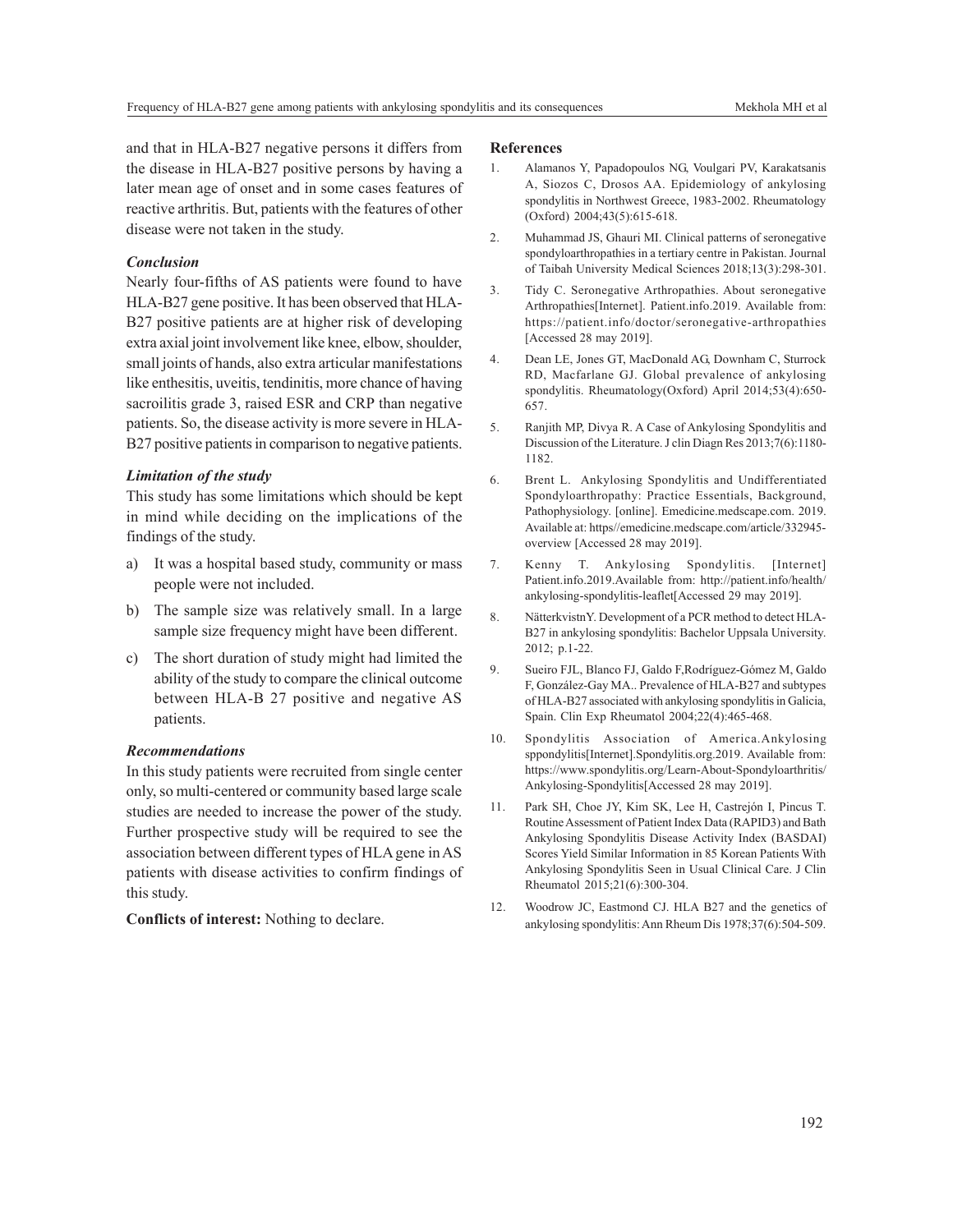and that in HLA-B27 negative persons it differs from the disease in HLA-B27 positive persons by having a later mean age of onset and in some cases features of reactive arthritis. But, patients with the features of other disease were not taken in the study.

### *Conclusion*

Nearly four-fifths of AS patients were found to have HLA-B27 gene positive. It has been observed that HLA-B27 positive patients are at higher risk of developing extra axial joint involvement like knee, elbow, shoulder, small joints of hands, also extra articular manifestations like enthesitis, uveitis, tendinitis, more chance of having sacroilitis grade 3, raised ESR and CRP than negative patients. So, the disease activity is more severe in HLA-B27 positive patients in comparison to negative patients.

### *Limitation of the study*

This study has some limitations which should be kept in mind while deciding on the implications of the findings of the study.

a) It was a hospital based study, community or mass people were not included.

b) The sample size was relatively small. In a large sample size frequency might have been different.

c) The short duration of study might had limited the ability of the study to compare the clinical outcome between HLA-B 27 positive and negative AS patients.

### *Recommendations*

In this study patients were recruited from single center only, so multi-centered or community based large scale studies are needed to increase the power of the study. Further prospective study will be required to see the association between different types of HLA gene in AS patients with disease activities to confirm findings of this study.

**Conflicts of interest:** Nothing to declare.

### References

1. Alamanos Y, Papadopoulos NG, Voulgari PV, Karakatsanis A, Siozos C, Drosos AA. Epidemiology of ankylosing spondylitis in Northwest Greece, 1983-2002. Rheumatology (Oxford) 2004;43(5):615-618.
2. Muhammad JS, Ghauri MI. Clinical patterns of seronegative spondyloarthropathies in a tertiary centre in Pakistan. Journal of Taibah University Medical Sciences 2018;13(3):298-301.
3. Tidy C. Seronegative Arthropathies. About seronegative Arthropathies[Internet]. Patient.info.2019. Available from: https://patient.info/doctor/seronegative-arthropathies [Accessed 28 may 2019].
4. Dean LE, Jones GT, MacDonald AG, Downham C, Sturrock RD, Macfarlane GJ. Global prevalence of ankylosing spondylitis. Rheumatology(Oxford) April 2014;53(4):650-657.
5. Ranjith MP, Divya R. A Case of Ankylosing Spondylitis and Discussion of the Literature. J clin Diagn Res 2013;7(6):1180-1182.
6. Brent L. Ankylosing Spondylitis and Undifferentiated Spondyloarthropathy: Practice Essentials, Background, Pathophysiology. [online]. Emedicine.medscape.com. 2019. Available at: https//emedicine.medscape.com/article/332945-overview [Accessed 28 may 2019].
7. Kenny T. Ankylosing Spondylitis. [Internet] Patient.info.2019.Available from: http://patient.info/health/ankylosing-spondylitis-leaflet[Accessed 29 may 2019].
8. NätterkvistnY. Development of a PCR method to detect HLA-B27 in ankylosing spondylitis: Bachelor Uppsala University. 2012; p.1-22.
9. Sueiro FJL, Blanco FJ, Galdo F,Rodríguez-Gómez M, Galdo F, González-Gay MA.. Prevalence of HLA-B27 and subtypes of HLA-B27 associated with ankylosing spondylitis in Galicia, Spain. Clin Exp Rheumatol 2004;22(4):465-468.
10. Spondylitis Association of America.Ankylosing sppondylitis[Internet].Spondylitis.org.2019. Available from: https://www.spondylitis.org/Learn-About-Spondyloarthritis/Ankylosing-Spondylitis[Accessed 28 may 2019].
11. Park SH, Choe JY, Kim SK, Lee H, Castrejón I, Pincus T. Routine Assessment of Patient Index Data (RAPID3) and Bath Ankylosing Spondylitis Disease Activity Index (BASDAI) Scores Yield Similar Information in 85 Korean Patients With Ankylosing Spondylitis Seen in Usual Clinical Care. J Clin Rheumatol 2015;21(6):300-304.
12. Woodrow JC, Eastmond CJ. HLA B27 and the genetics of ankylosing spondylitis: Ann Rheum Dis 1978;37(6):504-509.